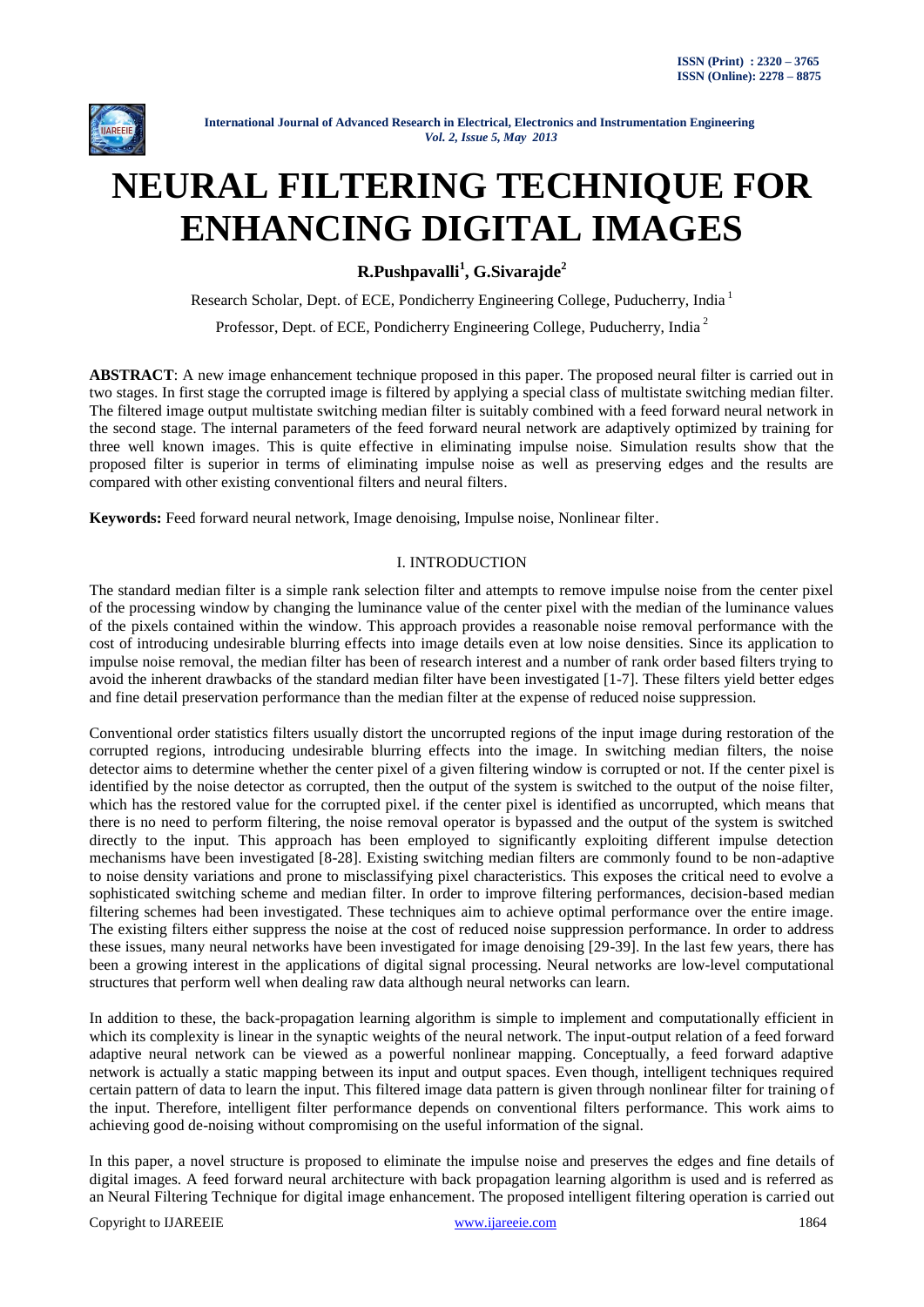# NEURAL FILTERING TECHNIQUE FOR ENHANCING DIGITAL IMAGES

**R.Pushpavalli[1], G.Sivarajde[2]**

Research Scholar, Dept. of ECE, Pondicherry Engineering College, Puducherry, India [1]

Professor, Dept. of ECE, Pondicherry Engineering College, Puducherry, India [2]

**ABSTRACT**: A new image enhancement technique proposed in this paper. The proposed neural filter is carried out in two stages. In first stage the corrupted image is filtered by applying a special class of multistate switching median filter. The filtered image output multistate switching median filter is suitably combined with a feed forward neural network in the second stage. The internal parameters of the feed forward neural network are adaptively optimized by training for three well known images. This is quite effective in eliminating impulse noise. Simulation results show that the proposed filter is superior in terms of eliminating impulse noise as well as preserving edges and the results are compared with other existing conventional filters and neural filters.

**Keywords:** Feed forward neural network, Image denoising, Impulse noise, Nonlinear filter.

## I. INTRODUCTION

The standard median filter is a simple rank selection filter and attempts to remove impulse noise from the center pixel of the processing window by changing the luminance value of the center pixel with the median of the luminance values of the pixels contained within the window. This approach provides a reasonable noise removal performance with the cost of introducing undesirable blurring effects into image details even at low noise densities. Since its application to impulse noise removal, the median filter has been of research interest and a number of rank order based filters trying to avoid the inherent drawbacks of the standard median filter have been investigated [1-7]. These filters yield better edges and fine detail preservation performance than the median filter at the expense of reduced noise suppression.

Conventional order statistics filters usually distort the uncorrupted regions of the input image during restoration of the corrupted regions, introducing undesirable blurring effects into the image. In switching median filters, the noise detector aims to determine whether the center pixel of a given filtering window is corrupted or not. If the center pixel is identified by the noise detector as corrupted, then the output of the system is switched to the output of the noise filter, which has the restored value for the corrupted pixel. if the center pixel is identified as uncorrupted, which means that there is no need to perform filtering, the noise removal operator is bypassed and the output of the system is switched directly to the input. This approach has been employed to significantly exploiting different impulse detection mechanisms have been investigated [8-28]. Existing switching median filters are commonly found to be non-adaptive to noise density variations and prone to misclassifying pixel characteristics. This exposes the critical need to evolve a sophisticated switching scheme and median filter. In order to improve filtering performances, decision-based median filtering schemes had been investigated. These techniques aim to achieve optimal performance over the entire image. The existing filters either suppress the noise at the cost of reduced noise suppression performance. In order to address these issues, many neural networks have been investigated for image denoising [29-39]. In the last few years, there has been a growing interest in the applications of digital signal processing. Neural networks are low-level computational structures that perform well when dealing raw data although neural networks can learn.

In addition to these, the back-propagation learning algorithm is simple to implement and computationally efficient in which its complexity is linear in the synaptic weights of the neural network. The input-output relation of a feed forward adaptive neural network can be viewed as a powerful nonlinear mapping. Conceptually, a feed forward adaptive network is actually a static mapping between its input and output spaces. Even though, intelligent techniques required certain pattern of data to learn the input. This filtered image data pattern is given through nonlinear filter for training of the input. Therefore, intelligent filter performance depends on conventional filters performance. This work aims to achieving good de-noising without compromising on the useful information of the signal.

In this paper, a novel structure is proposed to eliminate the impulse noise and preserves the edges and fine details of digital images. A feed forward neural architecture with back propagation learning algorithm is used and is referred as an Neural Filtering Technique for digital image enhancement. The proposed intelligent filtering operation is carried out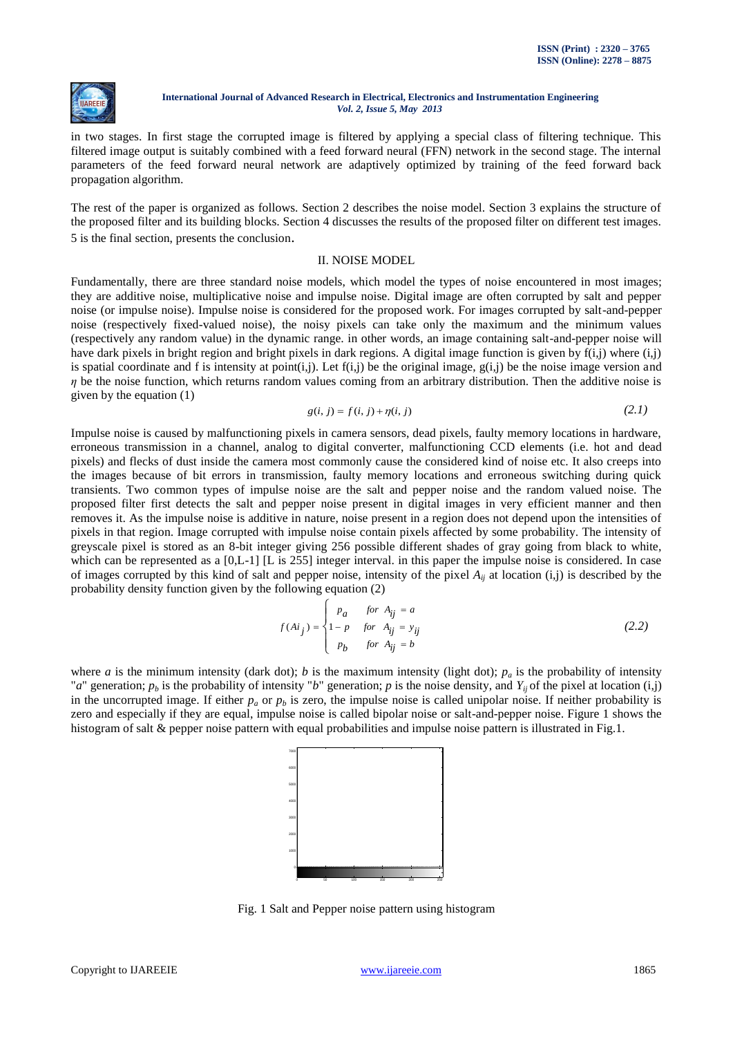in two stages. In first stage the corrupted image is filtered by applying a special class of filtering technique. This filtered image output is suitably combined with a feed forward neural (FFN) network in the second stage. The internal parameters of the feed forward neural network are adaptively optimized by training of the feed forward back propagation algorithm.

The rest of the paper is organized as follows. Section 2 describes the noise model. Section 3 explains the structure of the proposed filter and its building blocks. Section 4 discusses the results of the proposed filter on different test images. 5 is the final section, presents the conclusion.

## II. NOISE MODEL

Fundamentally, there are three standard noise models, which model the types of noise encountered in most images; they are additive noise, multiplicative noise and impulse noise. Digital image are often corrupted by salt and pepper noise (or impulse noise). Impulse noise is considered for the proposed work. For images corrupted by salt-and-pepper noise (respectively fixed-valued noise), the noisy pixels can take only the maximum and the minimum values (respectively any random value) in the dynamic range. in other words, an image containing salt-and-pepper noise will have dark pixels in bright region and bright pixels in dark regions. A digital image function is given by f(i,j) where (i,j) is spatial coordinate and f is intensity at point(i,j). Let f(i,j) be the original image, g(i,j) be the noise image version and $\eta$ be the noise function, which returns random values coming from an arbitrary distribution. Then the additive noise is given by the equation (1)

$$g(i,j) = f(i,j) + \eta(i,j) \tag{2.1}$$

Impulse noise is caused by malfunctioning pixels in camera sensors, dead pixels, faulty memory locations in hardware, erroneous transmission in a channel, analog to digital converter, malfunctioning CCD elements (i.e. hot and dead pixels) and flecks of dust inside the camera most commonly cause the considered kind of noise etc. It also creeps into the images because of bit errors in transmission, faulty memory locations and erroneous switching during quick transients. Two common types of impulse noise are the salt and pepper noise and the random valued noise. The proposed filter first detects the salt and pepper noise present in digital images in very efficient manner and then removes it. As the impulse noise is additive in nature, noise present in a region does not depend upon the intensities of pixels in that region. Image corrupted with impulse noise contain pixels affected by some probability. The intensity of greyscale pixel is stored as an 8-bit integer giving 256 possible different shades of gray going from black to white, which can be represented as a [0,L-1] [L is 255] integer interval. in this paper the impulse noise is considered. In case of images corrupted by this kind of salt and pepper noise, intensity of the pixel $A_{ij}$ at location (i,j) is described by the probability density function given by the following equation (2)

$$f(Ai_j) = \begin{cases} p_a & for \;\; A_{ij} = a \\ 1-p & for \;\; A_{ij} = y_{ij} \\ p_b & for \;\; A_{ij} = b \end{cases} \tag{2.2}$$

where $a$ is the minimum intensity (dark dot); $b$ is the maximum intensity (light dot); $p_a$ is the probability of intensity "$a$" generation; $p_b$ is the probability of intensity "$b$" generation; $p$ is the noise density, and $Y_{ij}$ of the pixel at location (i,j) in the uncorrupted image. If either $p_a$ or $p_b$ is zero, the impulse noise is called unipolar noise. If neither probability is zero and especially if they are equal, impulse noise is called bipolar noise or salt-and-pepper noise. Figure 1 shows the histogram of salt & pepper noise pattern with equal probabilities and impulse noise pattern is illustrated in Fig.1.

Fig. 1 Salt and Pepper noise pattern using histogram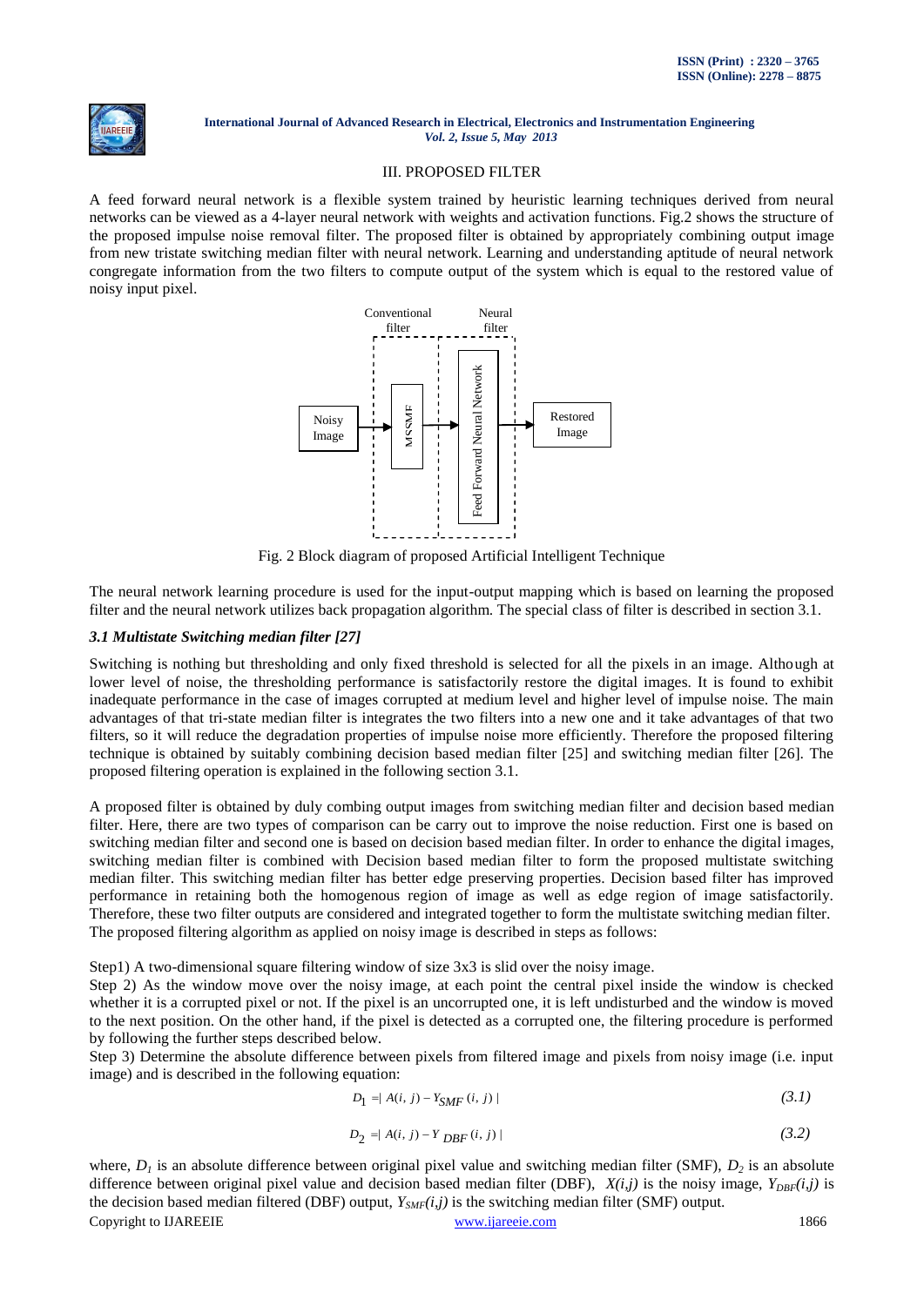## III. PROPOSED FILTER

A feed forward neural network is a flexible system trained by heuristic learning techniques derived from neural networks can be viewed as a 4-layer neural network with weights and activation functions. Fig.2 shows the structure of the proposed impulse noise removal filter. The proposed filter is obtained by appropriately combining output image from new tristate switching median filter with neural network. Learning and understanding aptitude of neural network congregate information from the two filters to compute output of the system which is equal to the restored value of noisy input pixel.

Conventional filter | Neural filter

Noisy Image → MSSMF → Feed Forward Neural Network → Restored Image

Fig. 2 Block diagram of proposed Artificial Intelligent Technique

The neural network learning procedure is used for the input-output mapping which is based on learning the proposed filter and the neural network utilizes back propagation algorithm. The special class of filter is described in section 3.1.

### *3.1 Multistate Switching median filter [27]*

Switching is nothing but thresholding and only fixed threshold is selected for all the pixels in an image. Although at lower level of noise, the thresholding performance is satisfactorily restore the digital images. It is found to exhibit inadequate performance in the case of images corrupted at medium level and higher level of impulse noise. The main advantages of that tri-state median filter is integrates the two filters into a new one and it take advantages of that two filters, so it will reduce the degradation properties of impulse noise more efficiently. Therefore the proposed filtering technique is obtained by suitably combining decision based median filter [25] and switching median filter [26]. The proposed filtering operation is explained in the following section 3.1.

A proposed filter is obtained by duly combing output images from switching median filter and decision based median filter. Here, there are two types of comparison can be carry out to improve the noise reduction. First one is based on switching median filter and second one is based on decision based median filter. In order to enhance the digital images, switching median filter is combined with Decision based median filter to form the proposed multistate switching median filter. This switching median filter has better edge preserving properties. Decision based filter has improved performance in retaining both the homogenous region of image as well as edge region of image satisfactorily. Therefore, these two filter outputs are considered and integrated together to form the multistate switching median filter. The proposed filtering algorithm as applied on noisy image is described in steps as follows:

Step1) A two-dimensional square filtering window of size 3x3 is slid over the noisy image.

Step 2) As the window move over the noisy image, at each point the central pixel inside the window is checked whether it is a corrupted pixel or not. If the pixel is an uncorrupted one, it is left undisturbed and the window is moved to the next position. On the other hand, if the pixel is detected as a corrupted one, the filtering procedure is performed by following the further steps described below.

Step 3) Determine the absolute difference between pixels from filtered image and pixels from noisy image (i.e. input image) and is described in the following equation:

$$D_1 = | A(i, j) - Y_{SMF}(i, j) | \tag{3.1}$$

$$D_2 = | A(i, j) - Y_{DBF}(i, j) | \tag{3.2}$$

where, $D_1$ is an absolute difference between original pixel value and switching median filter (SMF), $D_2$ is an absolute difference between original pixel value and decision based median filter (DBF), $X(i,j)$ is the noisy image, $Y_{DBF}(i,j)$ is the decision based median filtered (DBF) output, $Y_{SMF}(i,j)$ is the switching median filter (SMF) output.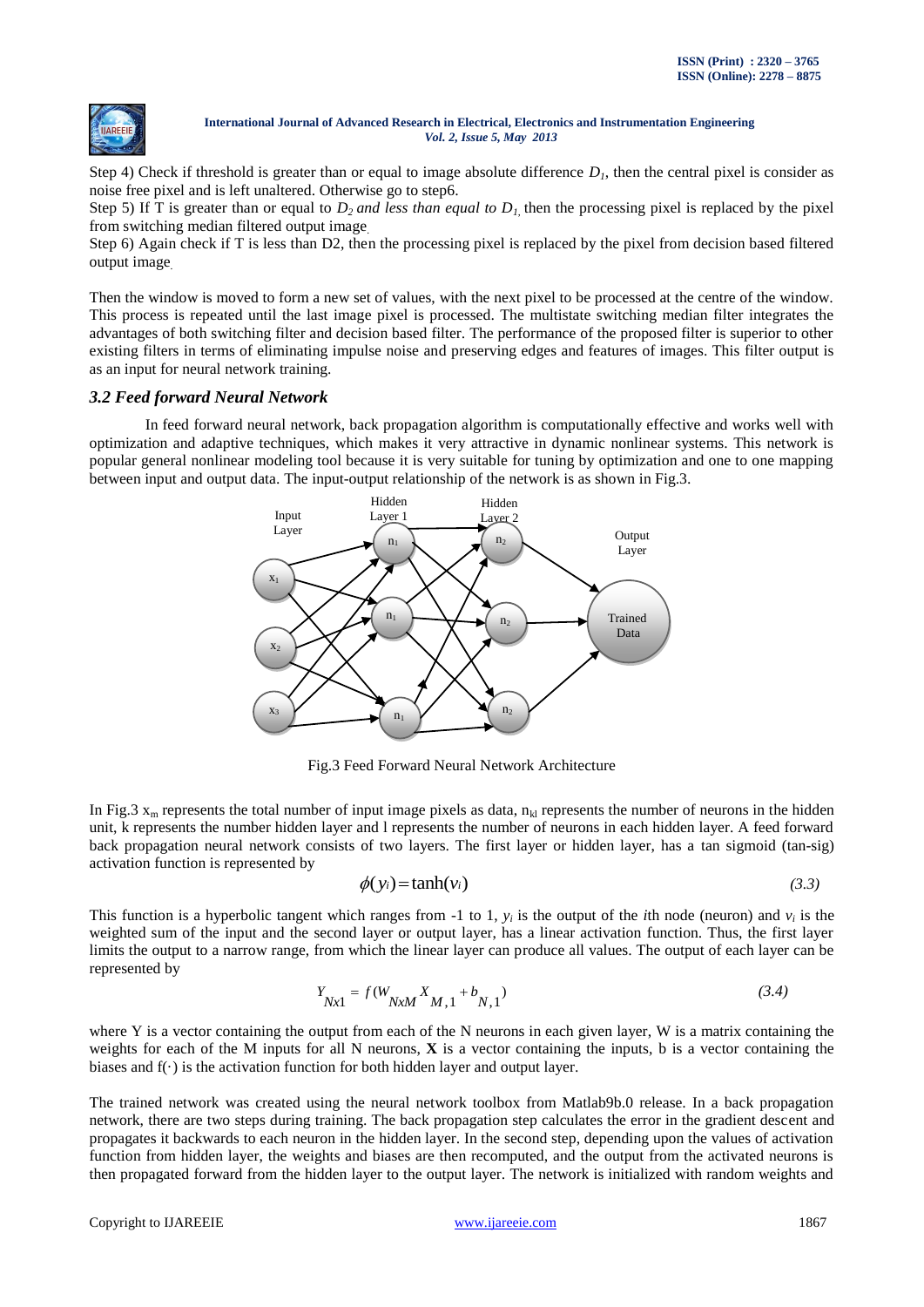Step 4) Check if threshold is greater than or equal to image absolute difference $D_1$, then the central pixel is consider as noise free pixel and is left unaltered. Otherwise go to step6.

Step 5) If T is greater than or equal to $D_2$ *and less than equal to* $D_1$, then the processing pixel is replaced by the pixel from switching median filtered output image.

Step 6) Again check if T is less than D2, then the processing pixel is replaced by the pixel from decision based filtered output image.

Then the window is moved to form a new set of values, with the next pixel to be processed at the centre of the window. This process is repeated until the last image pixel is processed. The multistate switching median filter integrates the advantages of both switching filter and decision based filter. The performance of the proposed filter is superior to other existing filters in terms of eliminating impulse noise and preserving edges and features of images. This filter output is as an input for neural network training.

### *3.2 Feed forward Neural Network*

In feed forward neural network, back propagation algorithm is computationally effective and works well with optimization and adaptive techniques, which makes it very attractive in dynamic nonlinear systems. This network is popular general nonlinear modeling tool because it is very suitable for tuning by optimization and one to one mapping between input and output data. The input-output relationship of the network is as shown in Fig.3.

Fig.3 Feed Forward Neural Network Architecture

In Fig.3 $x_m$ represents the total number of input image pixels as data, $n_{kl}$ represents the number of neurons in the hidden unit, k represents the number hidden layer and l represents the number of neurons in each hidden layer. A feed forward back propagation neural network consists of two layers. The first layer or hidden layer, has a tan sigmoid (tan-sig) activation function is represented by

$$\phi(y_i) = \tanh(v_i) \tag{3.3}$$

This function is a hyperbolic tangent which ranges from -1 to 1, $y_i$ is the output of the $i$th node (neuron) and $v_i$ is the weighted sum of the input and the second layer or output layer, has a linear activation function. Thus, the first layer limits the output to a narrow range, from which the linear layer can produce all values. The output of each layer can be represented by

$$Y_{Nx1} = f(W_{NxM} X_{M,1} + b_{N,1}) \tag{3.4}$$

where Y is a vector containing the output from each of the N neurons in each given layer, W is a matrix containing the weights for each of the M inputs for all N neurons, **X** is a vector containing the inputs, b is a vector containing the biases and f(·) is the activation function for both hidden layer and output layer.

The trained network was created using the neural network toolbox from Matlab9b.0 release. In a back propagation network, there are two steps during training. The back propagation step calculates the error in the gradient descent and propagates it backwards to each neuron in the hidden layer. In the second step, depending upon the values of activation function from hidden layer, the weights and biases are then recomputed, and the output from the activated neurons is then propagated forward from the hidden layer to the output layer. The network is initialized with random weights and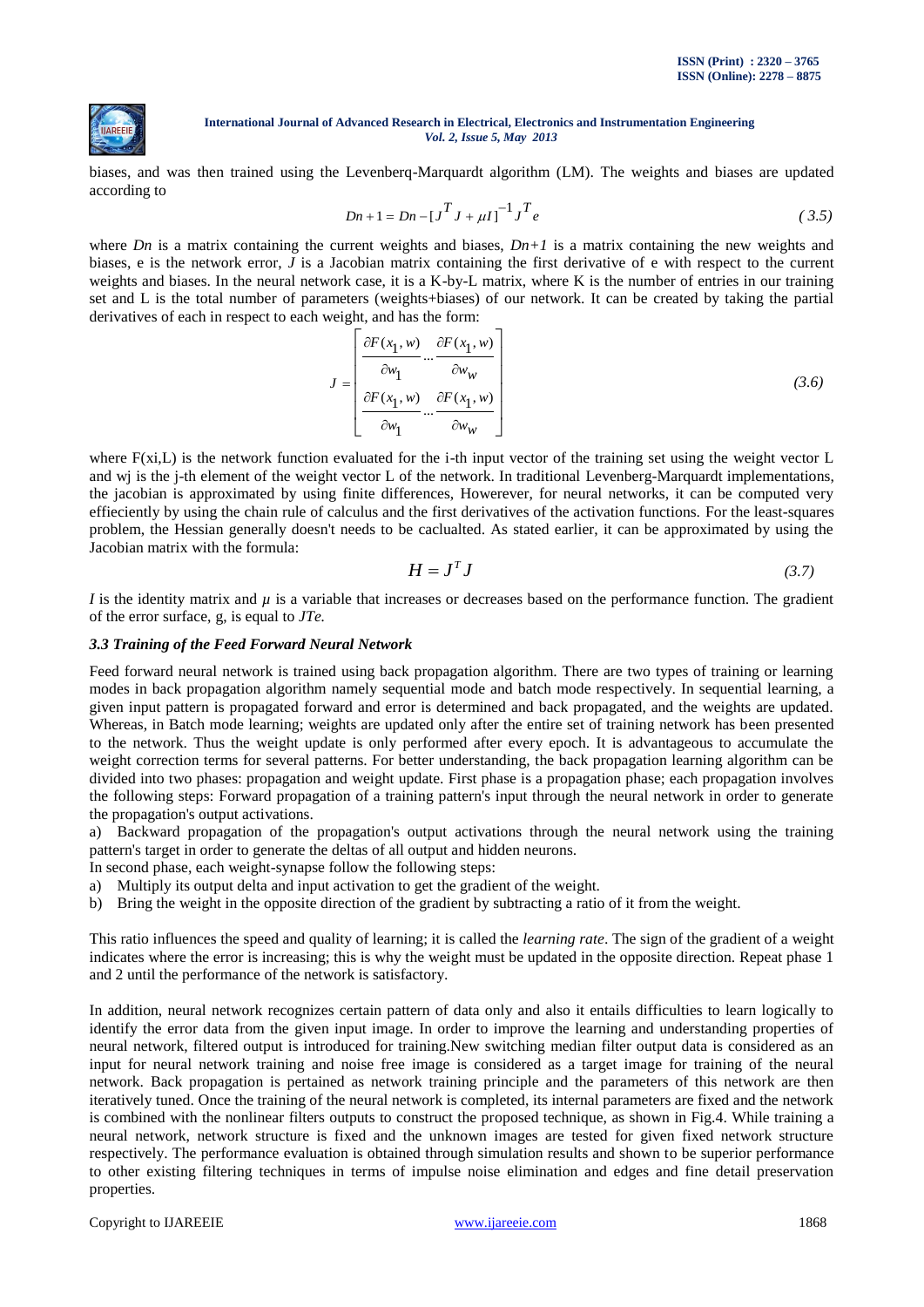biases, and was then trained using the Levenberq-Marquardt algorithm (LM). The weights and biases are updated according to

$$Dn+1 = Dn - [J^T J + \mu I]^{-1} J^T e \tag{3.5}$$

where *Dn* is a matrix containing the current weights and biases, *Dn+1* is a matrix containing the new weights and biases, e is the network error, *J* is a Jacobian matrix containing the first derivative of e with respect to the current weights and biases. In the neural network case, it is a K-by-L matrix, where K is the number of entries in our training set and L is the total number of parameters (weights+biases) of our network. It can be created by taking the partial derivatives of each in respect to each weight, and has the form:

$$J = \begin{bmatrix} \dfrac{\partial F(x_1, w)}{\partial w_1} \cdots \dfrac{\partial F(x_1, w)}{\partial w_W} \\ \dfrac{\partial F(x_1, w)}{\partial w_1} \cdots \dfrac{\partial F(x_1, w)}{\partial w_W} \end{bmatrix} \tag{3.6}$$

where F(xi,L) is the network function evaluated for the i-th input vector of the training set using the weight vector L and wj is the j-th element of the weight vector L of the network. In traditional Levenberg-Marquardt implementations, the jacobian is approximated by using finite differences, Howerever, for neural networks, it can be computed very effieciently by using the chain rule of calculus and the first derivatives of the activation functions. For the least-squares problem, the Hessian generally doesn't needs to be caclualted. As stated earlier, it can be approximated by using the Jacobian matrix with the formula:

$$H = J^T J \tag{3.7}$$

*I* is the identity matrix and *μ* is a variable that increases or decreases based on the performance function. The gradient of the error surface, g, is equal to *JTe.*

### *3.3 Training of the Feed Forward Neural Network*

Feed forward neural network is trained using back propagation algorithm. There are two types of training or learning modes in back propagation algorithm namely sequential mode and batch mode respectively. In sequential learning, a given input pattern is propagated forward and error is determined and back propagated, and the weights are updated. Whereas, in Batch mode learning; weights are updated only after the entire set of training network has been presented to the network. Thus the weight update is only performed after every epoch. It is advantageous to accumulate the weight correction terms for several patterns. For better understanding, the back propagation learning algorithm can be divided into two phases: propagation and weight update. First phase is a propagation phase; each propagation involves the following steps: Forward propagation of a training pattern's input through the neural network in order to generate the propagation's output activations.

a) Backward propagation of the propagation's output activations through the neural network using the training pattern's target in order to generate the deltas of all output and hidden neurons.

In second phase, each weight-synapse follow the following steps:

a) Multiply its output delta and input activation to get the gradient of the weight.
b) Bring the weight in the opposite direction of the gradient by subtracting a ratio of it from the weight.

This ratio influences the speed and quality of learning; it is called the *learning rate*. The sign of the gradient of a weight indicates where the error is increasing; this is why the weight must be updated in the opposite direction. Repeat phase 1 and 2 until the performance of the network is satisfactory.

In addition, neural network recognizes certain pattern of data only and also it entails difficulties to learn logically to identify the error data from the given input image. In order to improve the learning and understanding properties of neural network, filtered output is introduced for training.New switching median filter output data is considered as an input for neural network training and noise free image is considered as a target image for training of the neural network. Back propagation is pertained as network training principle and the parameters of this network are then iteratively tuned. Once the training of the neural network is completed, its internal parameters are fixed and the network is combined with the nonlinear filters outputs to construct the proposed technique, as shown in Fig.4. While training a neural network, network structure is fixed and the unknown images are tested for given fixed network structure respectively. The performance evaluation is obtained through simulation results and shown to be superior performance to other existing filtering techniques in terms of impulse noise elimination and edges and fine detail preservation properties.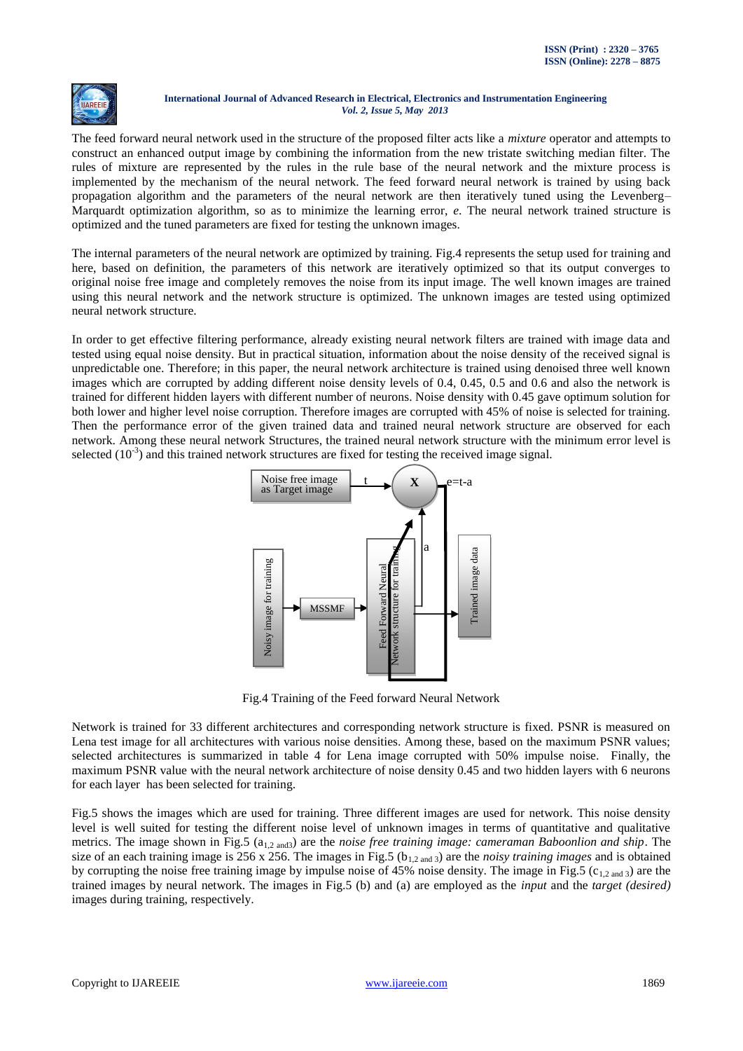The feed forward neural network used in the structure of the proposed filter acts like a *mixture* operator and attempts to construct an enhanced output image by combining the information from the new tristate switching median filter. The rules of mixture are represented by the rules in the rule base of the neural network and the mixture process is implemented by the mechanism of the neural network. The feed forward neural network is trained by using back propagation algorithm and the parameters of the neural network are then iteratively tuned using the Levenberg–Marquardt optimization algorithm, so as to minimize the learning error, *e*. The neural network trained structure is optimized and the tuned parameters are fixed for testing the unknown images.

The internal parameters of the neural network are optimized by training. Fig.4 represents the setup used for training and here, based on definition, the parameters of this network are iteratively optimized so that its output converges to original noise free image and completely removes the noise from its input image. The well known images are trained using this neural network and the network structure is optimized. The unknown images are tested using optimized neural network structure.

In order to get effective filtering performance, already existing neural network filters are trained with image data and tested using equal noise density. But in practical situation, information about the noise density of the received signal is unpredictable one. Therefore; in this paper, the neural network architecture is trained using denoised three well known images which are corrupted by adding different noise density levels of 0.4, 0.45, 0.5 and 0.6 and also the network is trained for different hidden layers with different number of neurons. Noise density with 0.45 gave optimum solution for both lower and higher level noise corruption. Therefore images are corrupted with 45% of noise is selected for training. Then the performance error of the given trained data and trained neural network structure are observed for each network. Among these neural network Structures, the trained neural network structure with the minimum error level is selected ($10^{-3}$) and this trained neural network structures are fixed for testing the received image signal.

Fig.4 Training of the Feed forward Neural Network

Network is trained for 33 different architectures and corresponding network structure is fixed. PSNR is measured on Lena test image for all architectures with various noise densities. Among these, based on the maximum PSNR values; selected architectures is summarized in table 4 for Lena image corrupted with 50% impulse noise. Finally, the maximum PSNR value with the neural network architecture of noise density 0.45 and two hidden layers with 6 neurons for each layer has been selected for training.

Fig.5 shows the images which are used for training. Three different images are used for network. This noise density level is well suited for testing the different noise level of unknown images in terms of quantitative and qualitative metrics. The image shown in Fig.5 ($a_{1,2 \text{ and} 3}$) are the *noise free training image: cameraman Baboonlion and ship*. The size of an each training image is 256 x 256. The images in Fig.5 ($b_{1,2 \text{ and } 3}$) are the *noisy training images* and is obtained by corrupting the noise free training image by impulse noise of 45% noise density. The image in Fig.5 ($c_{1,2 \text{ and } 3}$) are the trained images by neural network. The images in Fig.5 (b) and (a) are employed as the *input* and the *target (desired)* images during training, respectively.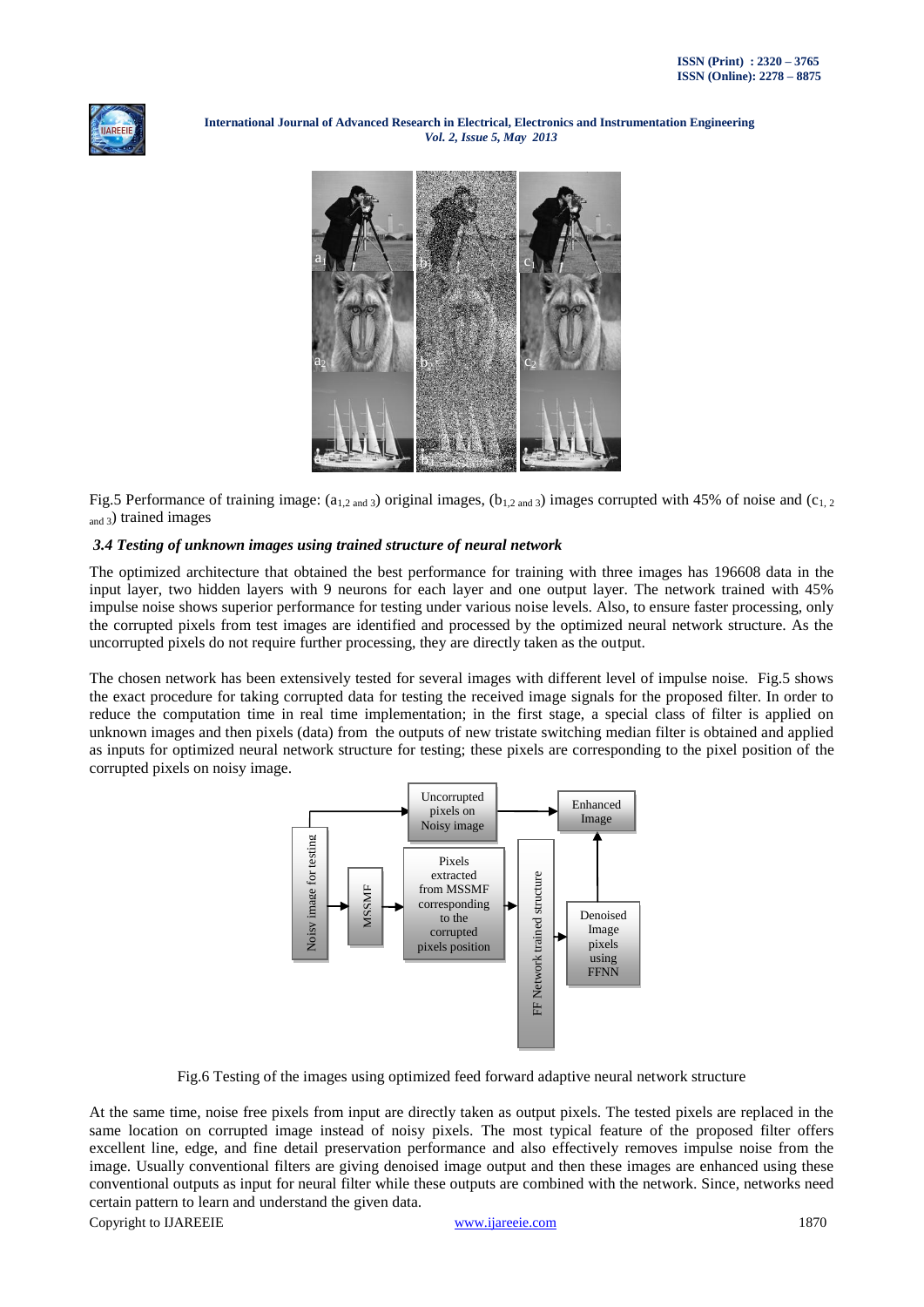Fig.5 Performance of training image: ($a_{1,2 \text{ and } 3}$) original images, ($b_{1,2 \text{ and } 3}$) images corrupted with 45% of noise and ($c_{1,2 \text{ and } 3}$) trained images

### *3.4 Testing of unknown images using trained structure of neural network*

The optimized architecture that obtained the best performance for training with three images has 196608 data in the input layer, two hidden layers with 9 neurons for each layer and one output layer. The network trained with 45% impulse noise shows superior performance for testing under various noise levels. Also, to ensure faster processing, only the corrupted pixels from test images are identified and processed by the optimized neural network structure. As the uncorrupted pixels do not require further processing, they are directly taken as the output.

The chosen network has been extensively tested for several images with different level of impulse noise. Fig.5 shows the exact procedure for taking corrupted data for testing the received image signals for the proposed filter. In order to reduce the computation time in real time implementation; in the first stage, a special class of filter is applied on unknown images and then pixels (data) from the outputs of new tristate switching median filter is obtained and applied as inputs for optimized neural network structure for testing; these pixels are corresponding to the pixel position of the corrupted pixels on noisy image.

Fig.6 Testing of the images using optimized feed forward adaptive neural network structure

At the same time, noise free pixels from input are directly taken as output pixels. The tested pixels are replaced in the same location on corrupted image instead of noisy pixels. The most typical feature of the proposed filter offers excellent line, edge, and fine detail preservation performance and also effectively removes impulse noise from the image. Usually conventional filters are giving denoised image output and then these images are enhanced using these conventional outputs as input for neural filter while these outputs are combined with the network. Since, networks need certain pattern to learn and understand the given data.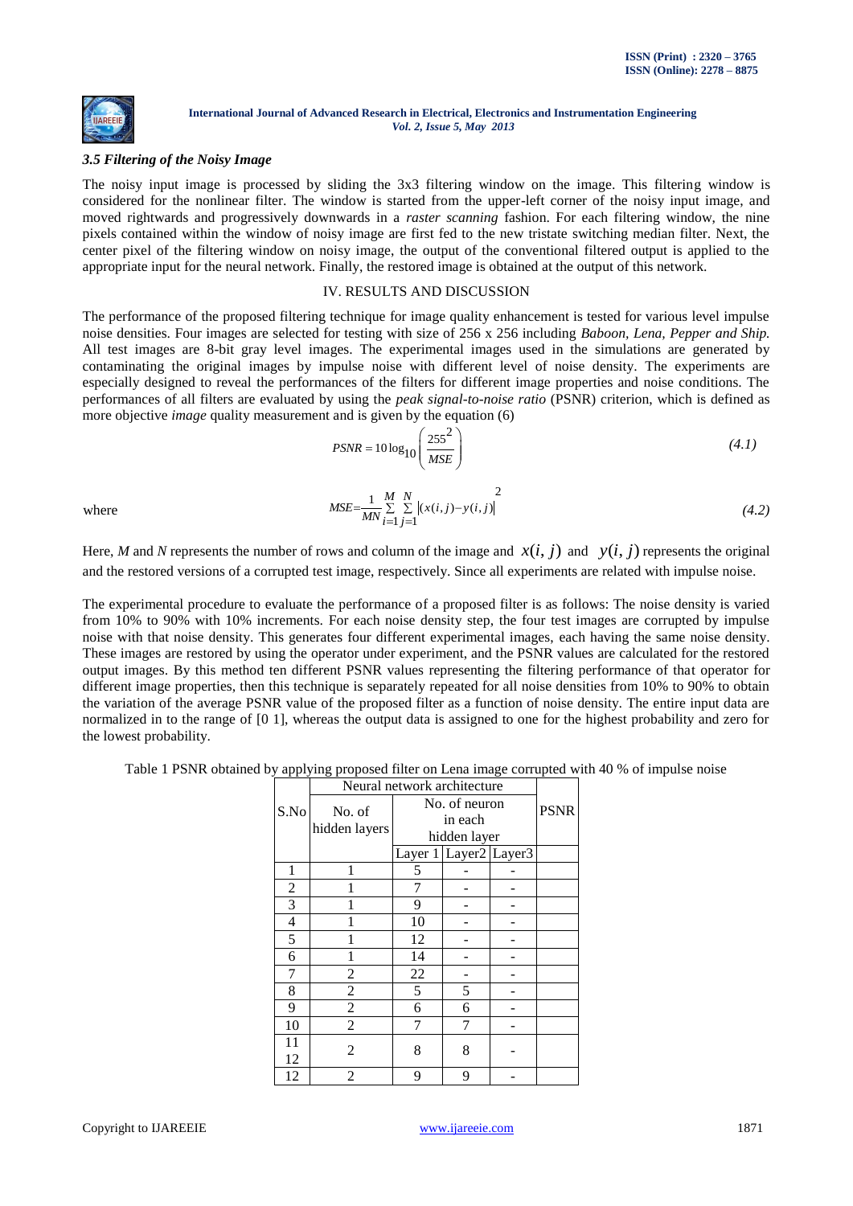### *3.5 Filtering of the Noisy Image*

The noisy input image is processed by sliding the 3x3 filtering window on the image. This filtering window is considered for the nonlinear filter. The window is started from the upper-left corner of the noisy input image, and moved rightwards and progressively downwards in a *raster scanning* fashion. For each filtering window, the nine pixels contained within the window of noisy image are first fed to the new tristate switching median filter. Next, the center pixel of the filtering window on noisy image, the output of the conventional filtered output is applied to the appropriate input for the neural network. Finally, the restored image is obtained at the output of this network.

## IV. RESULTS AND DISCUSSION

The performance of the proposed filtering technique for image quality enhancement is tested for various level impulse noise densities. Four images are selected for testing with size of 256 x 256 including *Baboon, Lena, Pepper and Ship.* All test images are 8-bit gray level images. The experimental images used in the simulations are generated by contaminating the original images by impulse noise with different level of noise density. The experiments are especially designed to reveal the performances of the filters for different image properties and noise conditions. The performances of all filters are evaluated by using the *peak signal-to-noise ratio* (PSNR) criterion, which is defined as more objective *image* quality measurement and is given by the equation (6)

$$PSNR = 10\log_{10}\left(\frac{255^2}{MSE}\right) \tag{4.1}$$

where

$$MSE = \frac{1}{MN}\sum_{i=1}^{M}\sum_{j=1}^{N}\left|(x(i,j)-y(i,j)\right|^2 \tag{4.2}$$

Here, *M* and *N* represents the number of rows and column of the image and $x(i, j)$ and $y(i, j)$ represents the original and the restored versions of a corrupted test image, respectively. Since all experiments are related with impulse noise.

The experimental procedure to evaluate the performance of a proposed filter is as follows: The noise density is varied from 10% to 90% with 10% increments. For each noise density step, the four test images are corrupted by impulse noise with that noise density. This generates four different experimental images, each having the same noise density. These images are restored by using the operator under experiment, and the PSNR values are calculated for the restored output images. By this method ten different PSNR values representing the filtering performance of that operator for different image properties, then this technique is separately repeated for all noise densities from 10% to 90% to obtain the variation of the average PSNR value of the proposed filter as a function of noise density. The entire input data are normalized in to the range of [0 1], whereas the output data is assigned to one for the highest probability and zero for the lowest probability.

Table 1 PSNR obtained by applying proposed filter on Lena image corrupted with 40 % of impulse noise

| S.No | Neural network architecture | | | | PSNR |
|---|---|---|---|---|---|
| | No. of hidden layers | No. of neuron in each hidden layer | | | |
| | | Layer 1 | Layer2 | Layer3 | |
| 1 | 1 | 5 | - | - | |
| 2 | 1 | 7 | - | - | |
| 3 | 1 | 9 | - | - | |
| 4 | 1 | 10 | - | - | |
| 5 | 1 | 12 | - | - | |
| 6 | 1 | 14 | - | - | |
| 7 | 2 | 22 | - | - | |
| 8 | 2 | 5 | 5 | - | |
| 9 | 2 | 6 | 6 | - | |
| 10 | 2 | 7 | 7 | - | |
| 11 12 | 2 | 8 | 8 | - | |
| 12 | 2 | 9 | 9 | - | |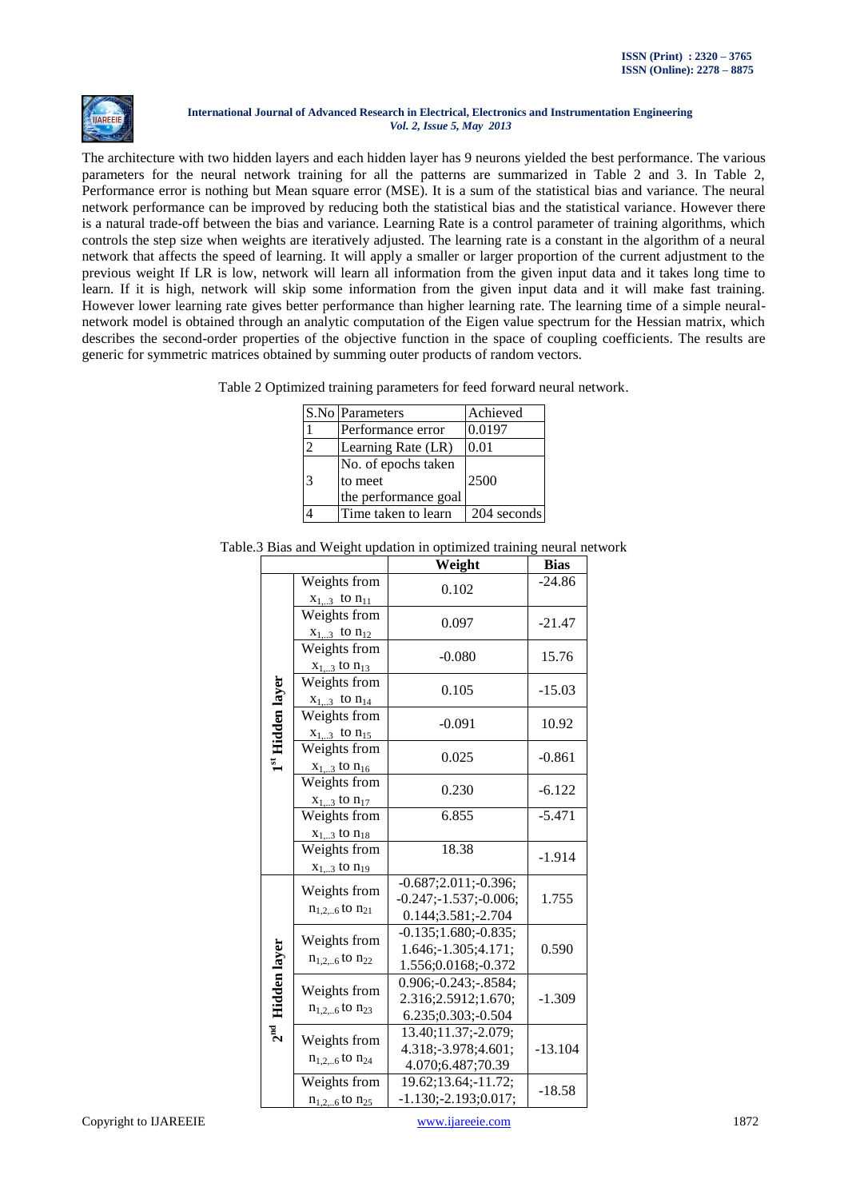The architecture with two hidden layers and each hidden layer has 9 neurons yielded the best performance. The various parameters for the neural network training for all the patterns are summarized in Table 2 and 3. In Table 2, Performance error is nothing but Mean square error (MSE). It is a sum of the statistical bias and variance. The neural network performance can be improved by reducing both the statistical bias and the statistical variance. However there is a natural trade-off between the bias and variance. Learning Rate is a control parameter of training algorithms, which controls the step size when weights are iteratively adjusted. The learning rate is a constant in the algorithm of a neural network that affects the speed of learning. It will apply a smaller or larger proportion of the current adjustment to the previous weight If LR is low, network will learn all information from the given input data and it takes long time to learn. If it is high, network will skip some information from the given input data and it will make fast training. However lower learning rate gives better performance than higher learning rate. The learning time of a simple neural-network model is obtained through an analytic computation of the Eigen value spectrum for the Hessian matrix, which describes the second-order properties of the objective function in the space of coupling coefficients. The results are generic for symmetric matrices obtained by summing outer products of random vectors.

Table 2 Optimized training parameters for feed forward neural network.

| S.No | Parameters | Achieved |
|---|---|---|
| 1 | Performance error | 0.0197 |
| 2 | Learning Rate (LR) | 0.01 |
| 3 | No. of epochs taken to meet the performance goal | 2500 |
| 4 | Time taken to learn | 204 seconds |

Table.3 Bias and Weight updation in optimized training neural network

| | | Weight | Bias |
|---|---|---|---|
| 1st Hidden layer | Weights from $x_{1,..3}$ to $n_{11}$ | 0.102 | -24.86 |
| | Weights from $x_{1,..3}$ to $n_{12}$ | 0.097 | -21.47 |
| | Weights from $x_{1,..3}$ to $n_{13}$ | -0.080 | 15.76 |
| | Weights from $x_{1,..3}$ to $n_{14}$ | 0.105 | -15.03 |
| | Weights from $x_{1,..3}$ to $n_{15}$ | -0.091 | 10.92 |
| | Weights from $x_{1,..3}$ to $n_{16}$ | 0.025 | -0.861 |
| | Weights from $x_{1,..3}$ to $n_{17}$ | 0.230 | -6.122 |
| | Weights from $x_{1,..3}$ to $n_{18}$ | 6.855 | -5.471 |
| | Weights from $x_{1,..3}$ to $n_{19}$ | 18.38 | -1.914 |
| 2nd Hidden layer | Weights from $n_{1,2,..6}$ to $n_{21}$ | -0.687;2.011;-0.396; -0.247;-1.537;-0.006; 0.144;3.581;-2.704 | 1.755 |
| | Weights from $n_{1,2,..6}$ to $n_{22}$ | -0.135;1.680;-0.835; 1.646;-1.305;4.171; 1.556;0.0168;-0.372 | 0.590 |
| | Weights from $n_{1,2,..6}$ to $n_{23}$ | 0.906;-0.243;-.8584; 2.316;2.5912;1.670; 6.235;0.303;-0.504 | -1.309 |
| | Weights from $n_{1,2,..6}$ to $n_{24}$ | 13.40;11.37;-2.079; 4.318;-3.978;4.601; 4.070;6.487;70.39 | -13.104 |
| | Weights from $n_{1,2,..6}$ to $n_{25}$ | 19.62;13.64;-11.72; -1.130;-2.193;0.017; | -18.58 |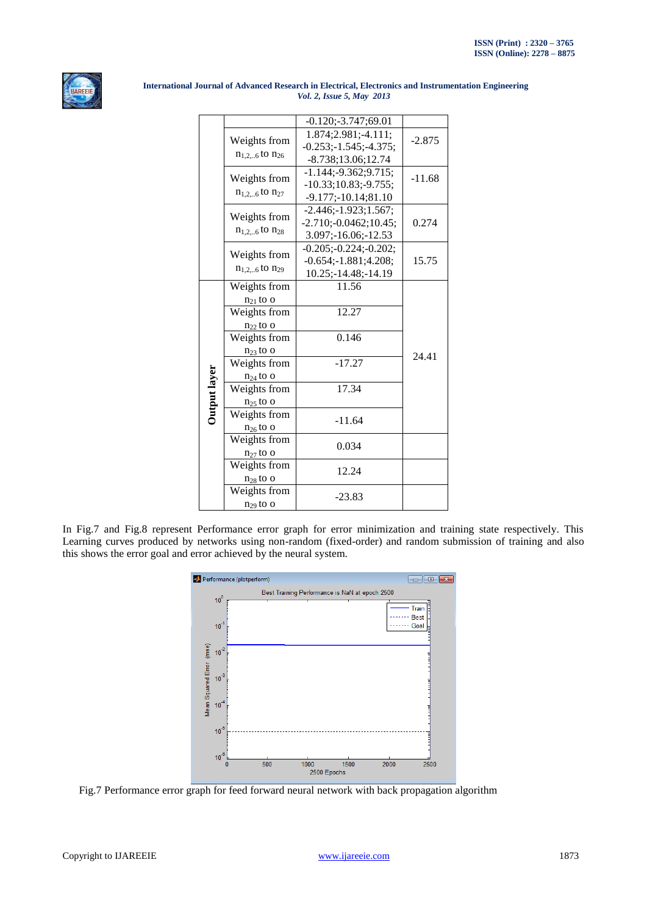| | | | |
|---|---|---|---|
| | | -0.120;-3.747;69.01 | |
| | Weights from $n_{1,2,..6}$ to $n_{26}$ | 1.874;2.981;-4.111; -0.253;-1.545;-4.375; -8.738;13.06;12.74 | -2.875 |
| | Weights from $n_{1,2,..6}$ to $n_{27}$ | -1.144;-9.362;9.715; -10.33;10.83;-9.755; -9.177;-10.14;81.10 | -11.68 |
| | Weights from $n_{1,2,..6}$ to $n_{28}$ | -2.446;-1.923;1.567; -2.710;-0.0462;10.45; 3.097;-16.06;-12.53 | 0.274 |
| | Weights from $n_{1,2,..6}$ to $n_{29}$ | -0.205;-0.224;-0.202; -0.654;-1.881;4.208; 10.25;-14.48;-14.19 | 15.75 |
| **Output layer** | Weights from $n_{21}$ to o | 11.56 | 24.41 |
| | Weights from $n_{22}$ to o | 12.27 | |
| | Weights from $n_{23}$ to o | 0.146 | |
| | Weights from $n_{24}$ to o | -17.27 | |
| | Weights from $n_{25}$ to o | 17.34 | |
| | Weights from $n_{26}$ to o | -11.64 | |
| | Weights from $n_{27}$ to o | 0.034 | |
| | Weights from $n_{28}$ to o | 12.24 | |
| | Weights from $n_{29}$ to o | -23.83 | |

In Fig.7 and Fig.8 represent Performance error graph for error minimization and training state respectively. This Learning curves produced by networks using non-random (fixed-order) and random submission of training and also this shows the error goal and error achieved by the neural system.

Fig.7 Performance error graph for feed forward neural network with back propagation algorithm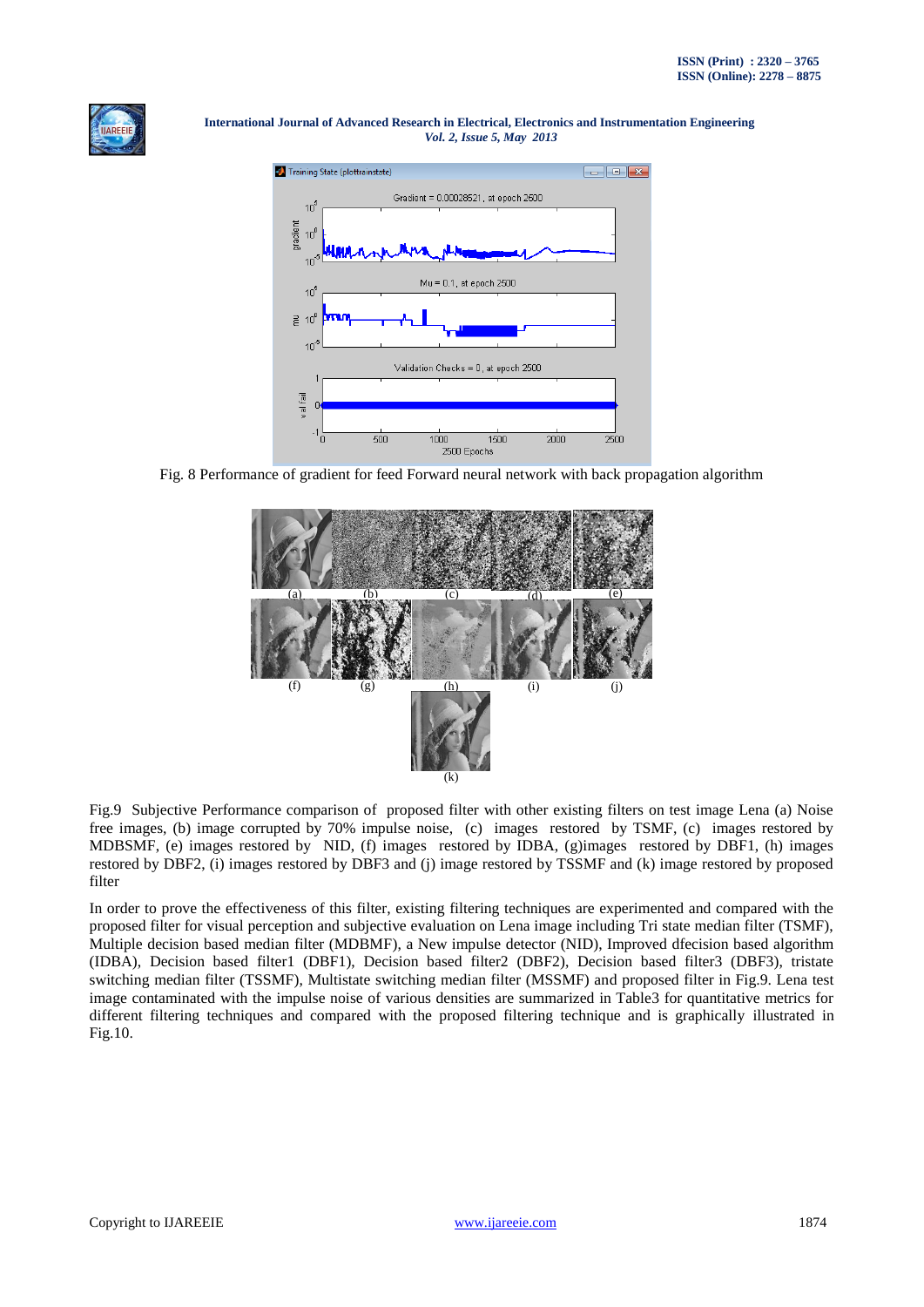Fig. 8 Performance of gradient for feed Forward neural network with back propagation algorithm

(a) (b) (c) (d) (e)

(f) (g) (h) (i) (j)

(k)

Fig.9 Subjective Performance comparison of proposed filter with other existing filters on test image Lena (a) Noise free images, (b) image corrupted by 70% impulse noise, (c) images restored by TSMF, (c) images restored by MDBSMF, (e) images restored by NID, (f) images restored by IDBA, (g)images restored by DBF1, (h) images restored by DBF2, (i) images restored by DBF3 and (j) image restored by TSSMF and (k) image restored by proposed filter

In order to prove the effectiveness of this filter, existing filtering techniques are experimented and compared with the proposed filter for visual perception and subjective evaluation on Lena image including Tri state median filter (TSMF), Multiple decision based median filter (MDBMF), a New impulse detector (NID), Improved dfecision based algorithm (IDBA), Decision based filter1 (DBF1), Decision based filter2 (DBF2), Decision based filter3 (DBF3), tristate switching median filter (TSSMF), Multistate switching median filter (MSSMF) and proposed filter in Fig.9. Lena test image contaminated with the impulse noise of various densities are summarized in Table3 for quantitative metrics for different filtering techniques and compared with the proposed filtering technique and is graphically illustrated in Fig.10.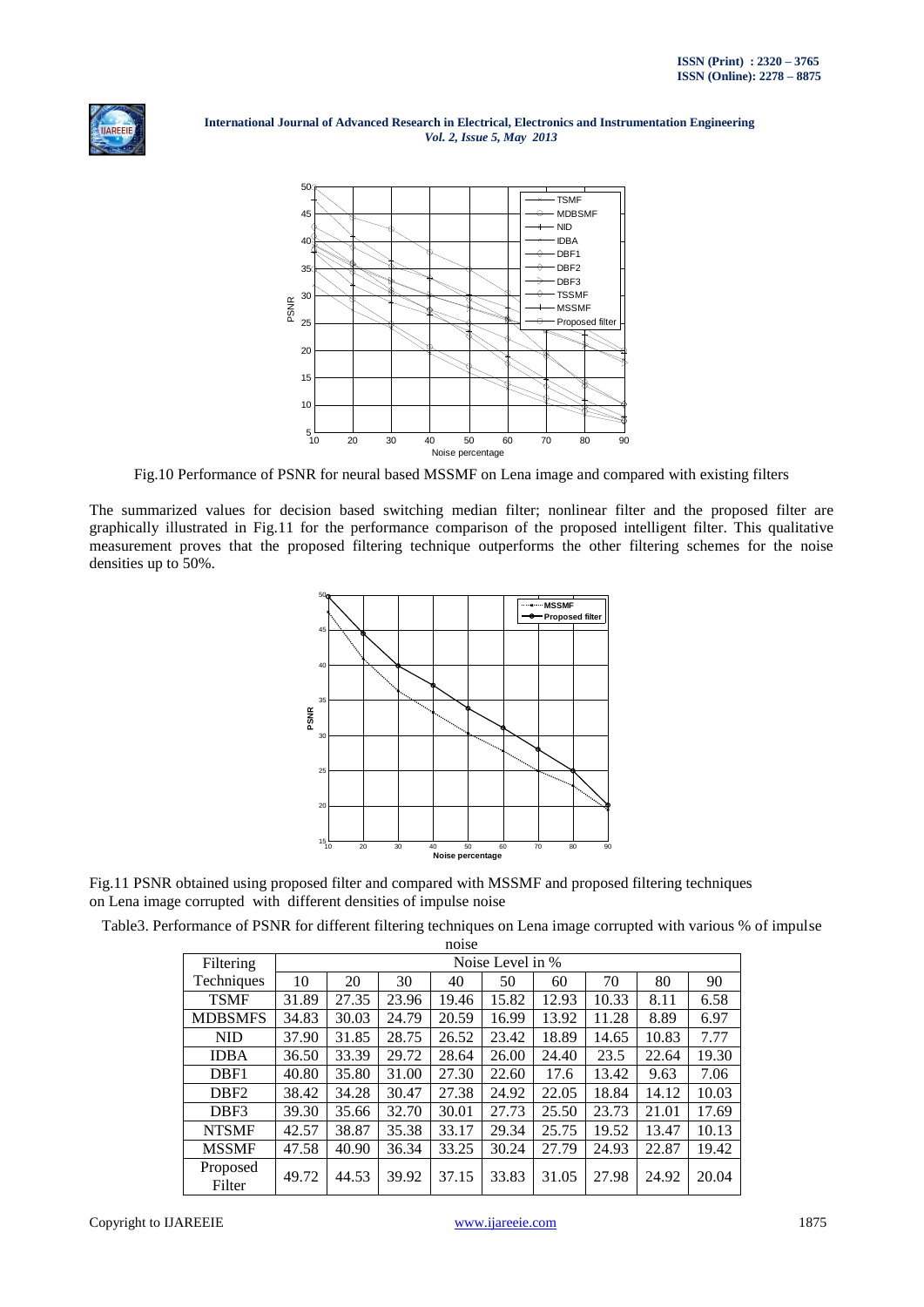Fig.10 Performance of PSNR for neural based MSSMF on Lena image and compared with existing filters

The summarized values for decision based switching median filter; nonlinear filter and the proposed filter are graphically illustrated in Fig.11 for the performance comparison of the proposed intelligent filter. This qualitative measurement proves that the proposed filtering technique outperforms the other filtering schemes for the noise densities up to 50%.

Fig.11 PSNR obtained using proposed filter and compared with MSSMF and proposed filtering techniques on Lena image corrupted with different densities of impulse noise

Table3. Performance of PSNR for different filtering techniques on Lena image corrupted with various % of impulse noise

| Filtering Techniques | Noise Level in % | | | | | | | | |
|---|---|---|---|---|---|---|---|---|---|
| | 10 | 20 | 30 | 40 | 50 | 60 | 70 | 80 | 90 |
| TSMF | 31.89 | 27.35 | 23.96 | 19.46 | 15.82 | 12.93 | 10.33 | 8.11 | 6.58 |
| MDBSMFS | 34.83 | 30.03 | 24.79 | 20.59 | 16.99 | 13.92 | 11.28 | 8.89 | 6.97 |
| NID | 37.90 | 31.85 | 28.75 | 26.52 | 23.42 | 18.89 | 14.65 | 10.83 | 7.77 |
| IDBA | 36.50 | 33.39 | 29.72 | 28.64 | 26.00 | 24.40 | 23.5 | 22.64 | 19.30 |
| DBF1 | 40.80 | 35.80 | 31.00 | 27.30 | 22.60 | 17.6 | 13.42 | 9.63 | 7.06 |
| DBF2 | 38.42 | 34.28 | 30.47 | 27.38 | 24.92 | 22.05 | 18.84 | 14.12 | 10.03 |
| DBF3 | 39.30 | 35.66 | 32.70 | 30.01 | 27.73 | 25.50 | 23.73 | 21.01 | 17.69 |
| NTSMF | 42.57 | 38.87 | 35.38 | 33.17 | 29.34 | 25.75 | 19.52 | 13.47 | 10.13 |
| MSSMF | 47.58 | 40.90 | 36.34 | 33.25 | 30.24 | 27.79 | 24.93 | 22.87 | 19.42 |
| Proposed Filter | 49.72 | 44.53 | 39.92 | 37.15 | 33.83 | 31.05 | 27.98 | 24.92 | 20.04 |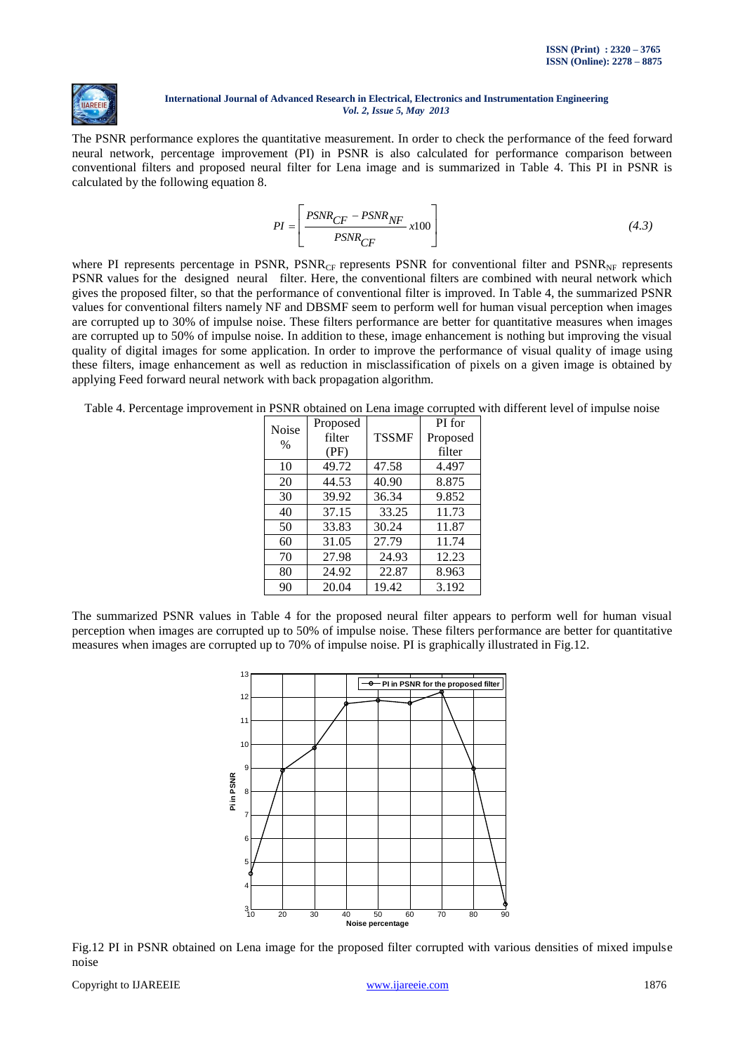The PSNR performance explores the quantitative measurement. In order to check the performance of the feed forward neural network, percentage improvement (PI) in PSNR is also calculated for performance comparison between conventional filters and proposed neural filter for Lena image and is summarized in Table 4. This PI in PSNR is calculated by the following equation 8.

$$PI = \left[ \frac{PSNR_{CF} - PSNR_{NF}}{PSNR_{CF}} x100 \right] \tag{4.3}$$

where PI represents percentage in PSNR, $PSNR_{CF}$ represents PSNR for conventional filter and $PSNR_{NF}$ represents PSNR values for the designed neural filter. Here, the conventional filters are combined with neural network which gives the proposed filter, so that the performance of conventional filter is improved. In Table 4, the summarized PSNR values for conventional filters namely NF and DBSMF seem to perform well for human visual perception when images are corrupted up to 30% of impulse noise. These filters performance are better for quantitative measures when images are corrupted up to 50% of impulse noise. In addition to these, image enhancement is nothing but improving the visual quality of digital images for some application. In order to improve the performance of visual quality of image using these filters, image enhancement as well as reduction in misclassification of pixels on a given image is obtained by applying Feed forward neural network with back propagation algorithm.

Table 4. Percentage improvement in PSNR obtained on Lena image corrupted with different level of impulse noise

| Noise % | Proposed filter (PF) | TSSMF | PI for Proposed filter |
|---|---|---|---|
| 10 | 49.72 | 47.58 | 4.497 |
| 20 | 44.53 | 40.90 | 8.875 |
| 30 | 39.92 | 36.34 | 9.852 |
| 40 | 37.15 | 33.25 | 11.73 |
| 50 | 33.83 | 30.24 | 11.87 |
| 60 | 31.05 | 27.79 | 11.74 |
| 70 | 27.98 | 24.93 | 12.23 |
| 80 | 24.92 | 22.87 | 8.963 |
| 90 | 20.04 | 19.42 | 3.192 |

The summarized PSNR values in Table 4 for the proposed neural filter appears to perform well for human visual perception when images are corrupted up to 50% of impulse noise. These filters performance are better for quantitative measures when images are corrupted up to 70% of impulse noise. PI is graphically illustrated in Fig.12.

Fig.12 PI in PSNR obtained on Lena image for the proposed filter corrupted with various densities of mixed impulse noise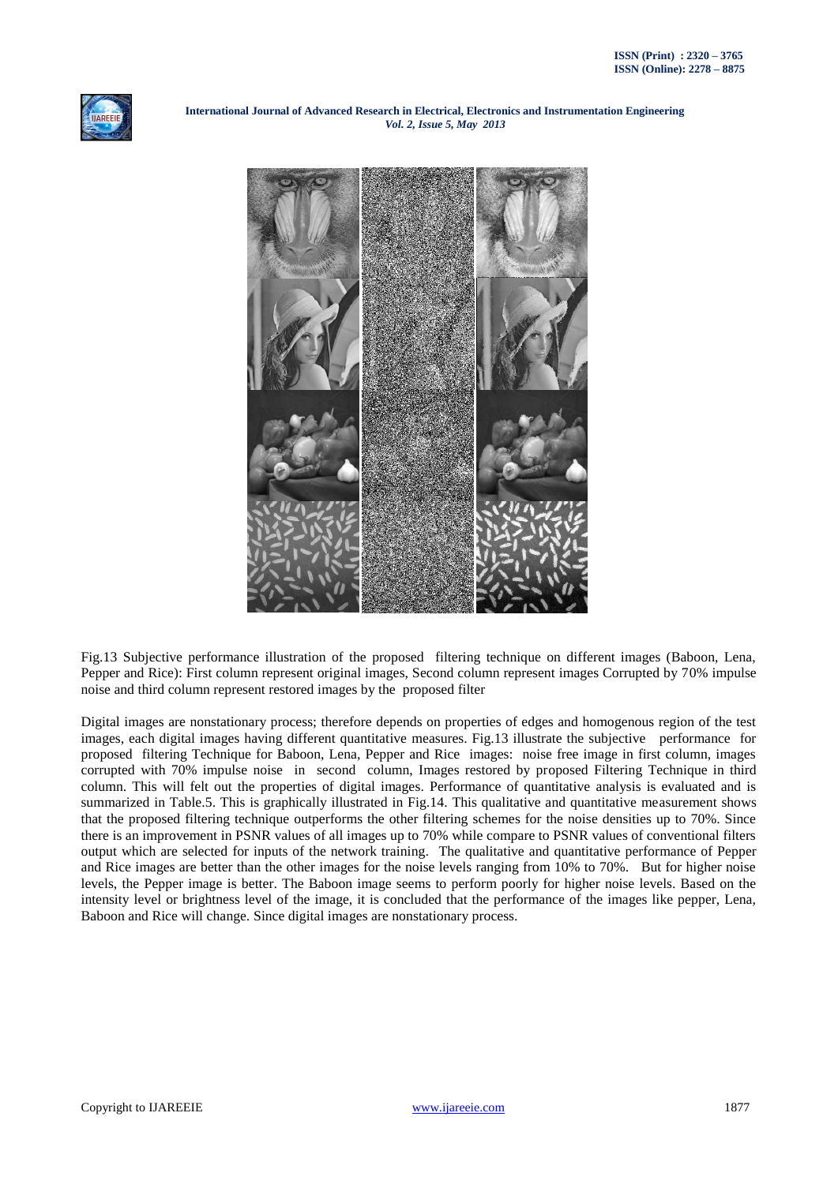Fig.13 Subjective performance illustration of the proposed filtering technique on different images (Baboon, Lena, Pepper and Rice): First column represent original images, Second column represent images Corrupted by 70% impulse noise and third column represent restored images by the proposed filter

Digital images are nonstationary process; therefore depends on properties of edges and homogenous region of the test images, each digital images having different quantitative measures. Fig.13 illustrate the subjective performance for proposed filtering Technique for Baboon, Lena, Pepper and Rice images: noise free image in first column, images corrupted with 70% impulse noise in second column, Images restored by proposed Filtering Technique in third column. This will felt out the properties of digital images. Performance of quantitative analysis is evaluated and is summarized in Table.5. This is graphically illustrated in Fig.14. This qualitative and quantitative measurement shows that the proposed filtering technique outperforms the other filtering schemes for the noise densities up to 70%. Since there is an improvement in PSNR values of all images up to 70% while compare to PSNR values of conventional filters output which are selected for inputs of the network training. The qualitative and quantitative performance of Pepper and Rice images are better than the other images for the noise levels ranging from 10% to 70%. But for higher noise levels, the Pepper image is better. The Baboon image seems to perform poorly for higher noise levels. Based on the intensity level or brightness level of the image, it is concluded that the performance of the images like pepper, Lena, Baboon and Rice will change. Since digital images are nonstationary process.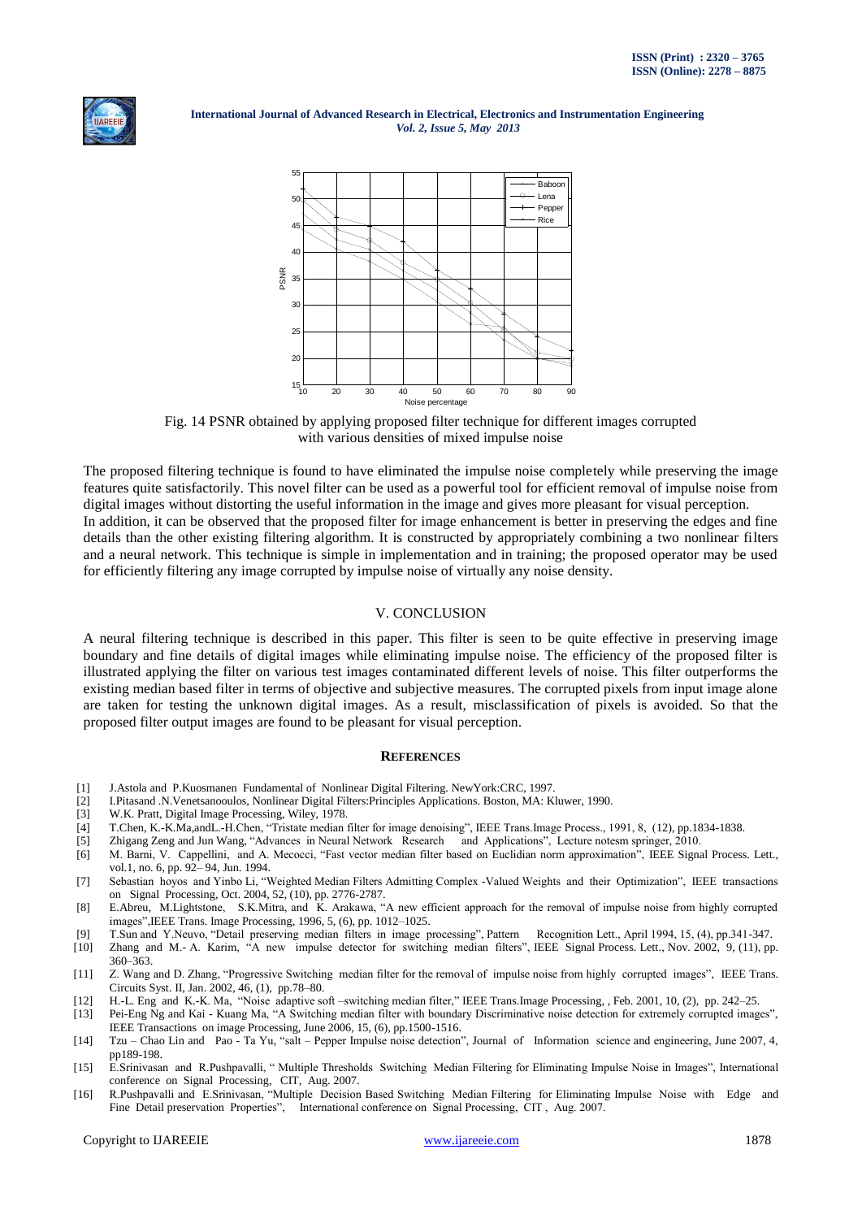Fig. 14 PSNR obtained by applying proposed filter technique for different images corrupted with various densities of mixed impulse noise

The proposed filtering technique is found to have eliminated the impulse noise completely while preserving the image features quite satisfactorily. This novel filter can be used as a powerful tool for efficient removal of impulse noise from digital images without distorting the useful information in the image and gives more pleasant for visual perception.

In addition, it can be observed that the proposed filter for image enhancement is better in preserving the edges and fine details than the other existing filtering algorithm. It is constructed by appropriately combining a two nonlinear filters and a neural network. This technique is simple in implementation and in training; the proposed operator may be used for efficiently filtering any image corrupted by impulse noise of virtually any noise density.

## V. CONCLUSION

A neural filtering technique is described in this paper. This filter is seen to be quite effective in preserving image boundary and fine details of digital images while eliminating impulse noise. The efficiency of the proposed filter is illustrated applying the filter on various test images contaminated different levels of noise. This filter outperforms the existing median based filter in terms of objective and subjective measures. The corrupted pixels from input image alone are taken for testing the unknown digital images. As a result, misclassification of pixels is avoided. So that the proposed filter output images are found to be pleasant for visual perception.

## REFERENCES

[1] J.Astola and P.Kuosmanen Fundamental of Nonlinear Digital Filtering. NewYork:CRC, 1997.

[2] I.Pitasand .N.Venetsanooulos, Nonlinear Digital Filters:Principles Applications. Boston, MA: Kluwer, 1990.

[3] W.K. Pratt, Digital Image Processing, Wiley, 1978.

[4] T.Chen, K.-K.Ma,andL.-H.Chen, "Tristate median filter for image denoising", IEEE Trans.Image Process., 1991, 8, (12), pp.1834-1838.

[5] Zhigang Zeng and Jun Wang, "Advances in Neural Network Research and Applications", Lecture notesm springer, 2010.

[6] M. Barni, V. Cappellini, and A. Mecocci, "Fast vector median filter based on Euclidian norm approximation", IEEE Signal Process. Lett., vol.1, no. 6, pp. 92– 94, Jun. 1994.

[7] Sebastian hoyos and Yinbo Li, "Weighted Median Filters Admitting Complex -Valued Weights and their Optimization", IEEE transactions on Signal Processing, Oct. 2004, 52, (10), pp. 2776-2787.

[8] E.Abreu, M.Lightstone, S.K.Mitra, and K. Arakawa, "A new efficient approach for the removal of impulse noise from highly corrupted images",IEEE Trans. Image Processing, 1996, 5, (6), pp. 1012–1025.

[9] T.Sun and Y.Neuvo, "Detail preserving median filters in image processing", Pattern Recognition Lett., April 1994, 15, (4), pp.341-347.

[10] Zhang and M.- A. Karim, "A new impulse detector for switching median filters", IEEE Signal Process. Lett., Nov. 2002, 9, (11), pp. 360–363.

[11] Z. Wang and D. Zhang, "Progressive Switching median filter for the removal of impulse noise from highly corrupted images", IEEE Trans. Circuits Syst. II, Jan. 2002, 46, (1), pp.78–80.

[12] H.-L. Eng and K.-K. Ma, "Noise adaptive soft –switching median filter," IEEE Trans.Image Processing, , Feb. 2001, 10, (2), pp. 242–25.

[13] Pei-Eng Ng and Kai - Kuang Ma, "A Switching median filter with boundary Discriminative noise detection for extremely corrupted images", IEEE Transactions on image Processing, June 2006, 15, (6), pp.1500-1516.

[14] Tzu – Chao Lin and Pao - Ta Yu, "salt – Pepper Impulse noise detection", Journal of Information science and engineering, June 2007, 4, pp189-198.

[15] E.Srinivasan and R.Pushpavalli, " Multiple Thresholds Switching Median Filtering for Eliminating Impulse Noise in Images", International conference on Signal Processing, CIT, Aug. 2007.

[16] R.Pushpavalli and E.Srinivasan, "Multiple Decision Based Switching Median Filtering for Eliminating Impulse Noise with Edge and Fine Detail preservation Properties", International conference on Signal Processing, CIT , Aug. 2007.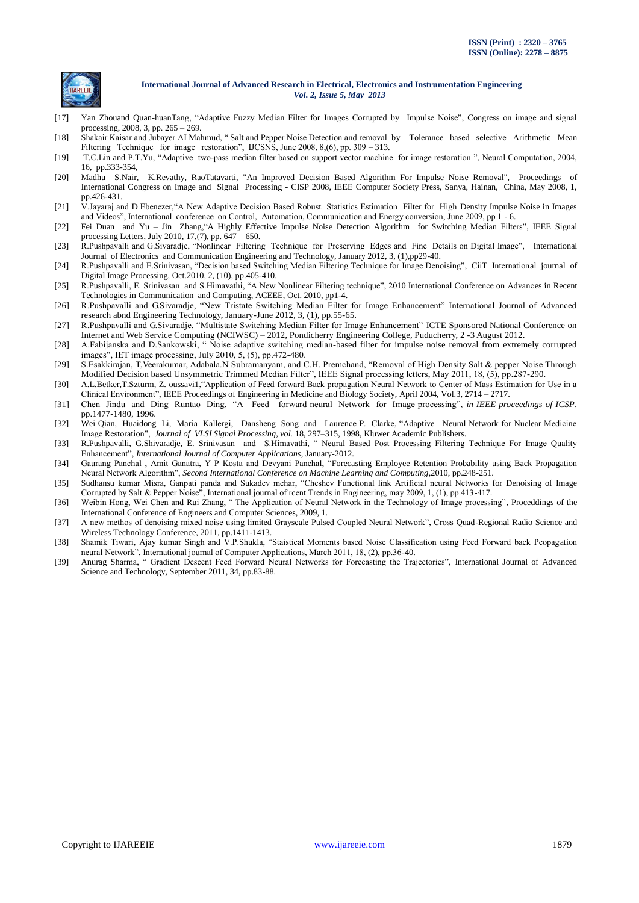[17] Yan Zhouand Quan-huanTang, "Adaptive Fuzzy Median Filter for Images Corrupted by Impulse Noise", Congress on image and signal processing, 2008, 3, pp. 265 – 269.

[18] Shakair Kaisar and Jubayer AI Mahmud, " Salt and Pepper Noise Detection and removal by Tolerance based selective Arithmetic Mean Filtering Technique for image restoration", IJCSNS, June 2008, 8,(6), pp. 309 – 313.

[19] T.C.Lin and P.T.Yu, "Adaptive two-pass median filter based on support vector machine for image restoration ", Neural Computation, 2004, 16, pp.333-354,

[20] Madhu S.Nair, K.Revathy, RaoTatavarti, "An Improved Decision Based Algorithm For Impulse Noise Removal", Proceedings of International Congress on Image and Signal Processing - CISP 2008, IEEE Computer Society Press, Sanya, Hainan, China, May 2008, 1, pp.426-431.

[21] V.Jayaraj and D.Ebenezer,"A New Adaptive Decision Based Robust Statistics Estimation Filter for High Density Impulse Noise in Images and Videos", International conference on Control, Automation, Communication and Energy conversion, June 2009, pp 1 - 6.

[22] Fei Duan and Yu – Jin Zhang,"A Highly Effective Impulse Noise Detection Algorithm for Switching Median Filters", IEEE Signal processing Letters, July 2010, 17,(7), pp. 647 – 650.

[23] R.Pushpavalli and G.Sivaradje, "Nonlinear Filtering Technique for Preserving Edges and Fine Details on Digital Image", International Journal of Electronics and Communication Engineering and Technology, January 2012, 3, (1),pp29-40.

[24] R.Pushpavalli and E.Srinivasan, "Decision based Switching Median Filtering Technique for Image Denoising", CiiT International journal of Digital Image Processing, Oct.2010, 2, (10), pp.405-410.

[25] R.Pushpavalli, E. Srinivasan and S.Himavathi, "A New Nonlinear Filtering technique", 2010 International Conference on Advances in Recent Technologies in Communication and Computing, ACEEE, Oct. 2010, pp1-4.

[26] R.Pushpavalli and G.Sivaradje, "New Tristate Switching Median Filter for Image Enhancement" International Journal of Advanced research abnd Engineering Technology, January-June 2012, 3, (1), pp.55-65.

[27] R.Pushpavalli and G.Sivaradje, "Multistate Switching Median Filter for Image Enhancement" ICTE Sponsored National Conference on Internet and Web Service Computing (NCIWSC) – 2012, Pondicherry Engineering College, Puducherry, 2 -3 August 2012.

[28] A.Fabijanska and D.Sankowski, " Noise adaptive switching median-based filter for impulse noise removal from extremely corrupted images", IET image processing, July 2010, 5, (5), pp.472-480.

[29] S.Esakkirajan, T,Veerakumar, Adabala.N Subramanyam, and C.H. Premchand, "Removal of High Density Salt & pepper Noise Through Modified Decision based Unsymmetric Trimmed Median Filter", IEEE Signal processing letters, May 2011, 18, (5), pp.287-290.

[30] A.L.Betker,T.Szturm, Z. oussavi1,"Application of Feed forward Back propagation Neural Network to Center of Mass Estimation for Use in a Clinical Environment", IEEE Proceedings of Engineering in Medicine and Biology Society, April 2004, Vol.3, 2714 – 2717.

[31] Chen Jindu and Ding Runtao Ding, "A Feed forward neural Network for Image processing", *in IEEE proceedings of ICSP*, pp.1477-1480, 1996.

[32] Wei Qian, Huaidong Li, Maria Kallergi, Dansheng Song and Laurence P. Clarke, "Adaptive Neural Network for Nuclear Medicine Image Restoration", *Journal of VLSI Signal Processing, vol.* 18, 297–315, 1998, Kluwer Academic Publishers.

[33] R.Pushpavalli, G.Shivaradje, E. Srinivasan and S.Himavathi, " Neural Based Post Processing Filtering Technique For Image Quality Enhancement", *International Journal of Computer Applications*, January-2012.

[34] Gaurang Panchal , Amit Ganatra, Y P Kosta and Devyani Panchal, "Forecasting Employee Retention Probability using Back Propagation Neural Network Algorithm", *Second International Conference on Machine Learning and Computing*,2010, pp.248-251.

[35] Sudhansu kumar Misra, Ganpati panda and Sukadev mehar, "Cheshev Functional link Artificial neural Networks for Denoising of Image Corrupted by Salt & Pepper Noise", International journal of rcent Trends in Engineering, may 2009, 1, (1), pp.413-417.

[36] Weibin Hong, Wei Chen and Rui Zhang, " The Application of Neural Network in the Technology of Image processing", Proceddings of the International Conference of Engineers and Computer Sciences, 2009, 1.

[37] A new methos of denoising mixed noise using limited Grayscale Pulsed Coupled Neural Network", Cross Quad-Regional Radio Science and Wireless Technology Conference, 2011, pp.1411-1413.

[38] Shamik Tiwari, Ajay kumar Singh and V.P.Shukla, "Staistical Moments based Noise Classification using Feed Forward back Peopagation neural Network", International journal of Computer Applications, March 2011, 18, (2), pp.36-40.

[39] Anurag Sharma, " Gradient Descent Feed Forward Neural Networks for Forecasting the Trajectories", International Journal of Advanced Science and Technology, September 2011, 34, pp.83-88.